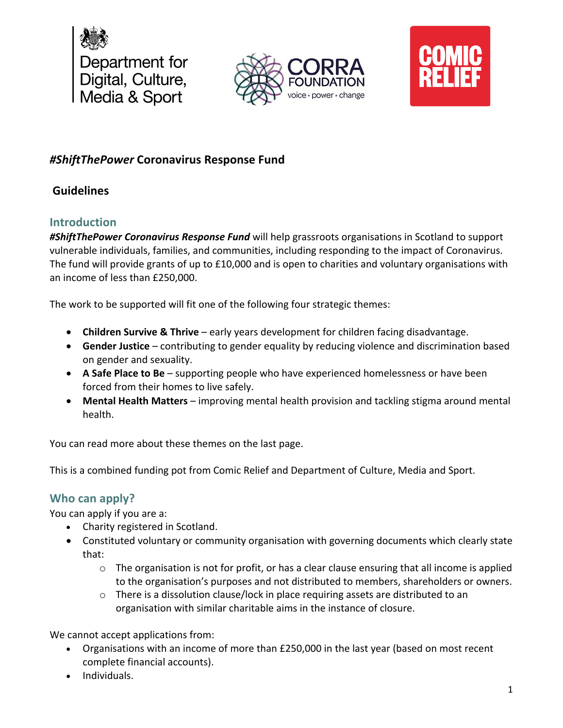# *#ShiftThePower* Coronavirus Response Fund

## Guidelines

### Introduction

***#ShiftThePower Coronavirus Response Fund*** will help grassroots organisations in Scotland to support vulnerable individuals, families, and communities, including responding to the impact of Coronavirus. The fund will provide grants of up to £10,000 and is open to charities and voluntary organisations with an income of less than £250,000.

The work to be supported will fit one of the following four strategic themes:

- **Children Survive & Thrive** – early years development for children facing disadvantage.
- **Gender Justice** – contributing to gender equality by reducing violence and discrimination based on gender and sexuality.
- **A Safe Place to Be** – supporting people who have experienced homelessness or have been forced from their homes to live safely.
- **Mental Health Matters** – improving mental health provision and tackling stigma around mental health.

You can read more about these themes on the last page.

This is a combined funding pot from Comic Relief and Department of Culture, Media and Sport.

### Who can apply?

You can apply if you are a:

- Charity registered in Scotland.
- Constituted voluntary or community organisation with governing documents which clearly state that:
    - The organisation is not for profit, or has a clear clause ensuring that all income is applied to the organisation's purposes and not distributed to members, shareholders or owners.
    - There is a dissolution clause/lock in place requiring assets are distributed to an organisation with similar charitable aims in the instance of closure.

We cannot accept applications from:

- Organisations with an income of more than £250,000 in the last year (based on most recent complete financial accounts).
- Individuals.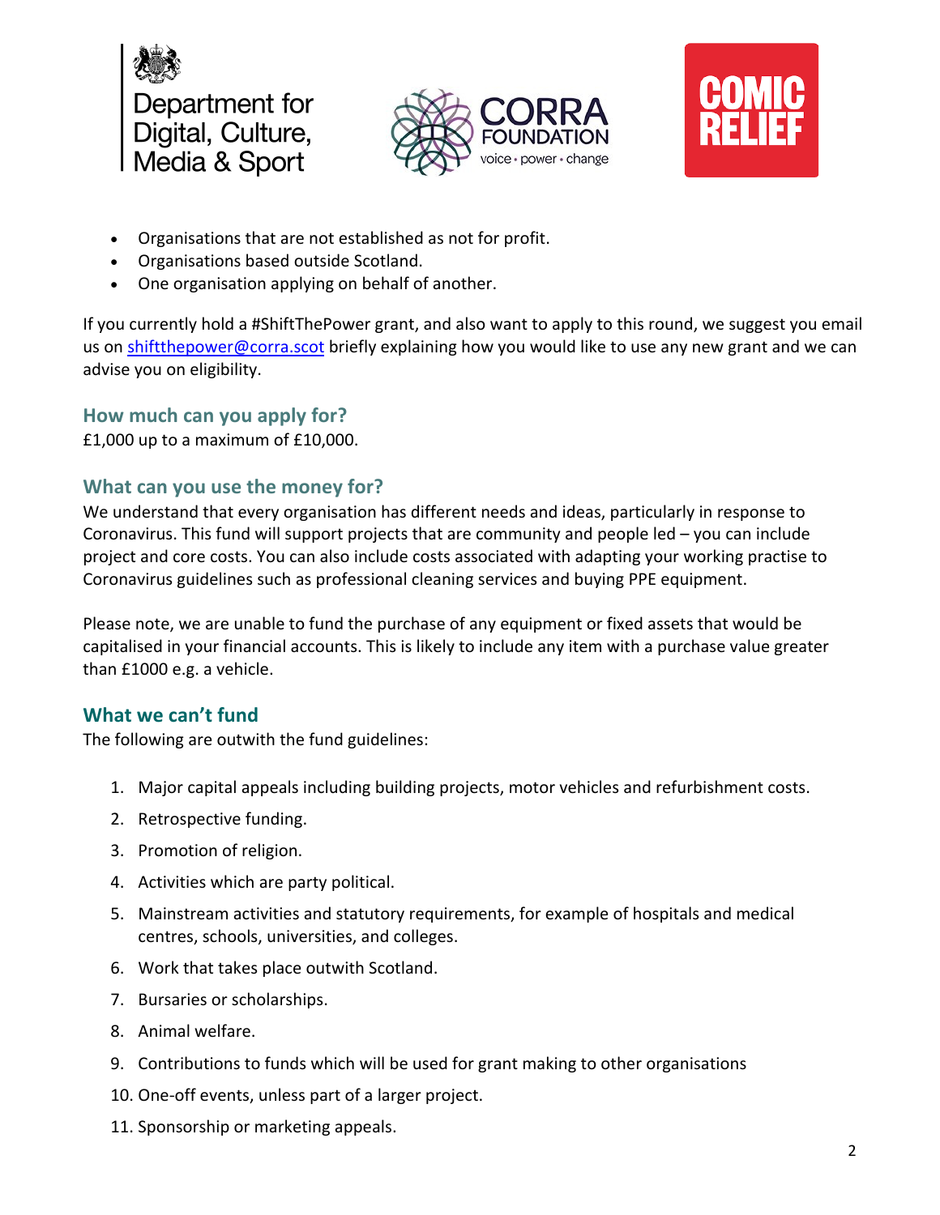- Organisations that are not established as not for profit.
- Organisations based outside Scotland.
- One organisation applying on behalf of another.

If you currently hold a #ShiftThePower grant, and also want to apply to this round, we suggest you email us on shiftthepower@corra.scot briefly explaining how you would like to use any new grant and we can advise you on eligibility.

## How much can you apply for?

£1,000 up to a maximum of £10,000.

## What can you use the money for?

We understand that every organisation has different needs and ideas, particularly in response to Coronavirus. This fund will support projects that are community and people led – you can include project and core costs. You can also include costs associated with adapting your working practise to Coronavirus guidelines such as professional cleaning services and buying PPE equipment.

Please note, we are unable to fund the purchase of any equipment or fixed assets that would be capitalised in your financial accounts. This is likely to include any item with a purchase value greater than £1000 e.g. a vehicle.

## What we can't fund

The following are outwith the fund guidelines:

1. Major capital appeals including building projects, motor vehicles and refurbishment costs.
2. Retrospective funding.
3. Promotion of religion.
4. Activities which are party political.
5. Mainstream activities and statutory requirements, for example of hospitals and medical centres, schools, universities, and colleges.
6. Work that takes place outwith Scotland.
7. Bursaries or scholarships.
8. Animal welfare.
9. Contributions to funds which will be used for grant making to other organisations
10. One-off events, unless part of a larger project.
11. Sponsorship or marketing appeals.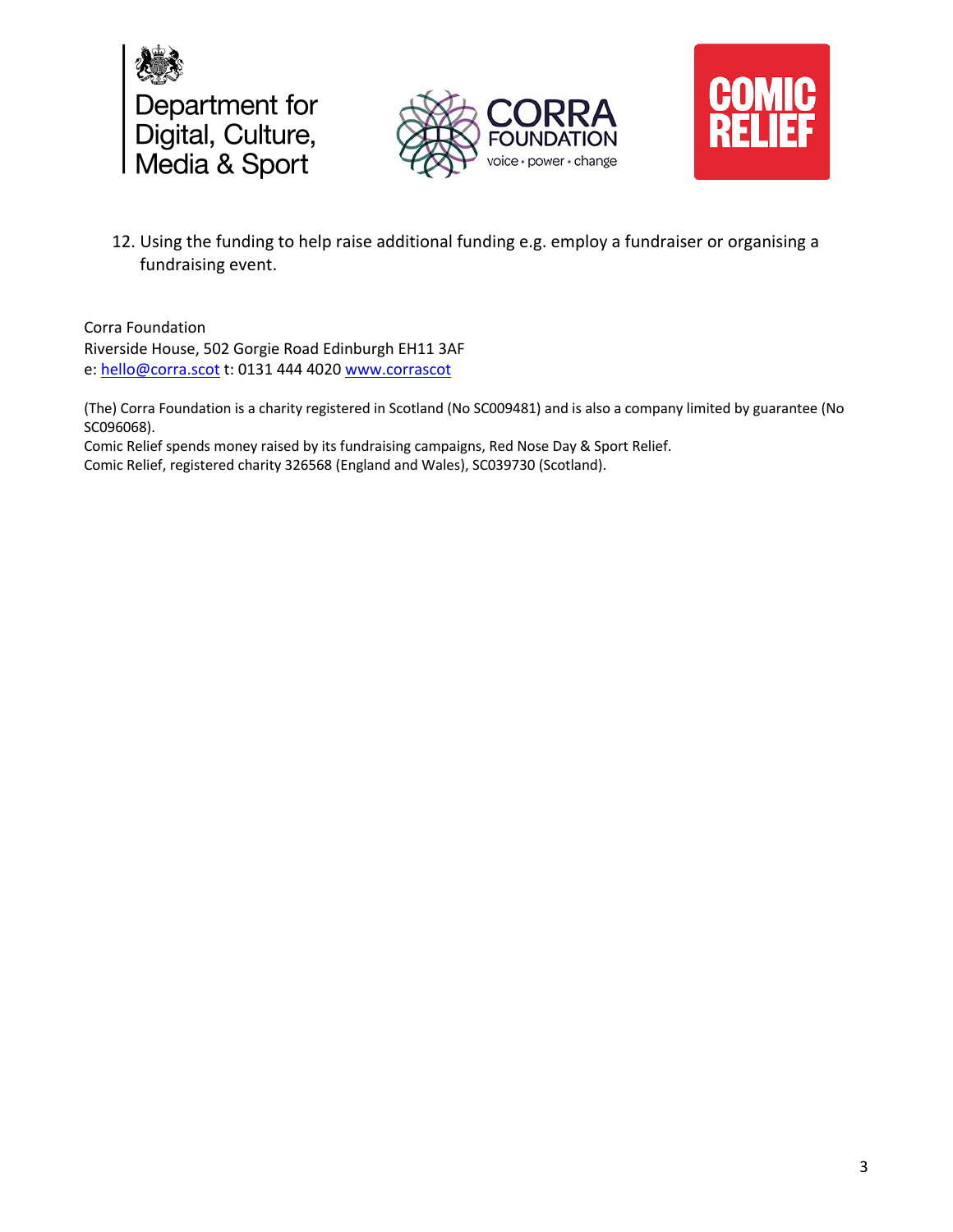12. Using the funding to help raise additional funding e.g. employ a fundraiser or organising a fundraising event.

Corra Foundation
Riverside House, 502 Gorgie Road Edinburgh EH11 3AF
e: hello@corra.scot t: 0131 444 4020 www.corrascot

(The) Corra Foundation is a charity registered in Scotland (No SC009481) and is also a company limited by guarantee (No SC096068).
Comic Relief spends money raised by its fundraising campaigns, Red Nose Day & Sport Relief.
Comic Relief, registered charity 326568 (England and Wales), SC039730 (Scotland).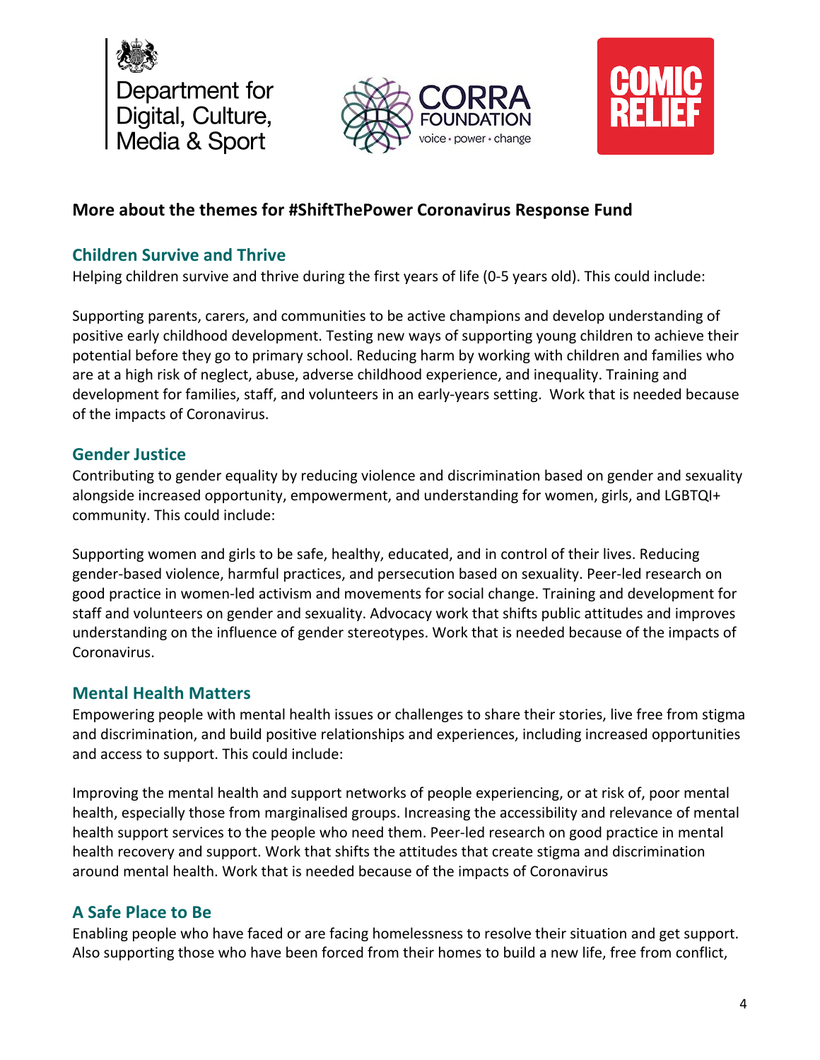## More about the themes for #ShiftThePower Coronavirus Response Fund

### Children Survive and Thrive

Helping children survive and thrive during the first years of life (0-5 years old). This could include:

Supporting parents, carers, and communities to be active champions and develop understanding of positive early childhood development. Testing new ways of supporting young children to achieve their potential before they go to primary school. Reducing harm by working with children and families who are at a high risk of neglect, abuse, adverse childhood experience, and inequality. Training and development for families, staff, and volunteers in an early-years setting. Work that is needed because of the impacts of Coronavirus.

### Gender Justice

Contributing to gender equality by reducing violence and discrimination based on gender and sexuality alongside increased opportunity, empowerment, and understanding for women, girls, and LGBTQI+ community. This could include:

Supporting women and girls to be safe, healthy, educated, and in control of their lives. Reducing gender-based violence, harmful practices, and persecution based on sexuality. Peer-led research on good practice in women-led activism and movements for social change. Training and development for staff and volunteers on gender and sexuality. Advocacy work that shifts public attitudes and improves understanding on the influence of gender stereotypes. Work that is needed because of the impacts of Coronavirus.

### Mental Health Matters

Empowering people with mental health issues or challenges to share their stories, live free from stigma and discrimination, and build positive relationships and experiences, including increased opportunities and access to support. This could include:

Improving the mental health and support networks of people experiencing, or at risk of, poor mental health, especially those from marginalised groups. Increasing the accessibility and relevance of mental health support services to the people who need them. Peer-led research on good practice in mental health recovery and support. Work that shifts the attitudes that create stigma and discrimination around mental health. Work that is needed because of the impacts of Coronavirus

### A Safe Place to Be

Enabling people who have faced or are facing homelessness to resolve their situation and get support. Also supporting those who have been forced from their homes to build a new life, free from conflict,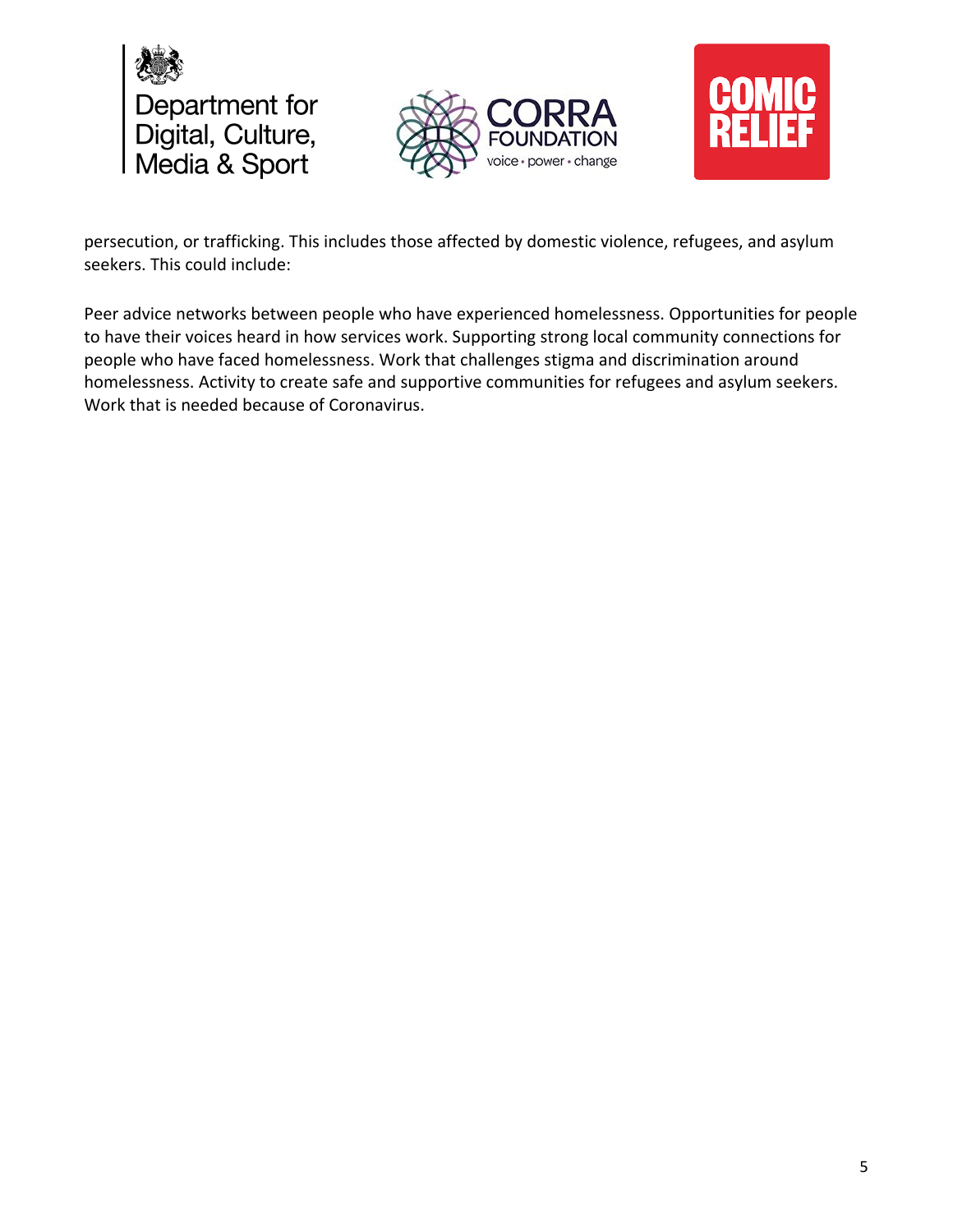persecution, or trafficking. This includes those affected by domestic violence, refugees, and asylum seekers. This could include:

Peer advice networks between people who have experienced homelessness. Opportunities for people to have their voices heard in how services work. Supporting strong local community connections for people who have faced homelessness. Work that challenges stigma and discrimination around homelessness. Activity to create safe and supportive communities for refugees and asylum seekers. Work that is needed because of Coronavirus.